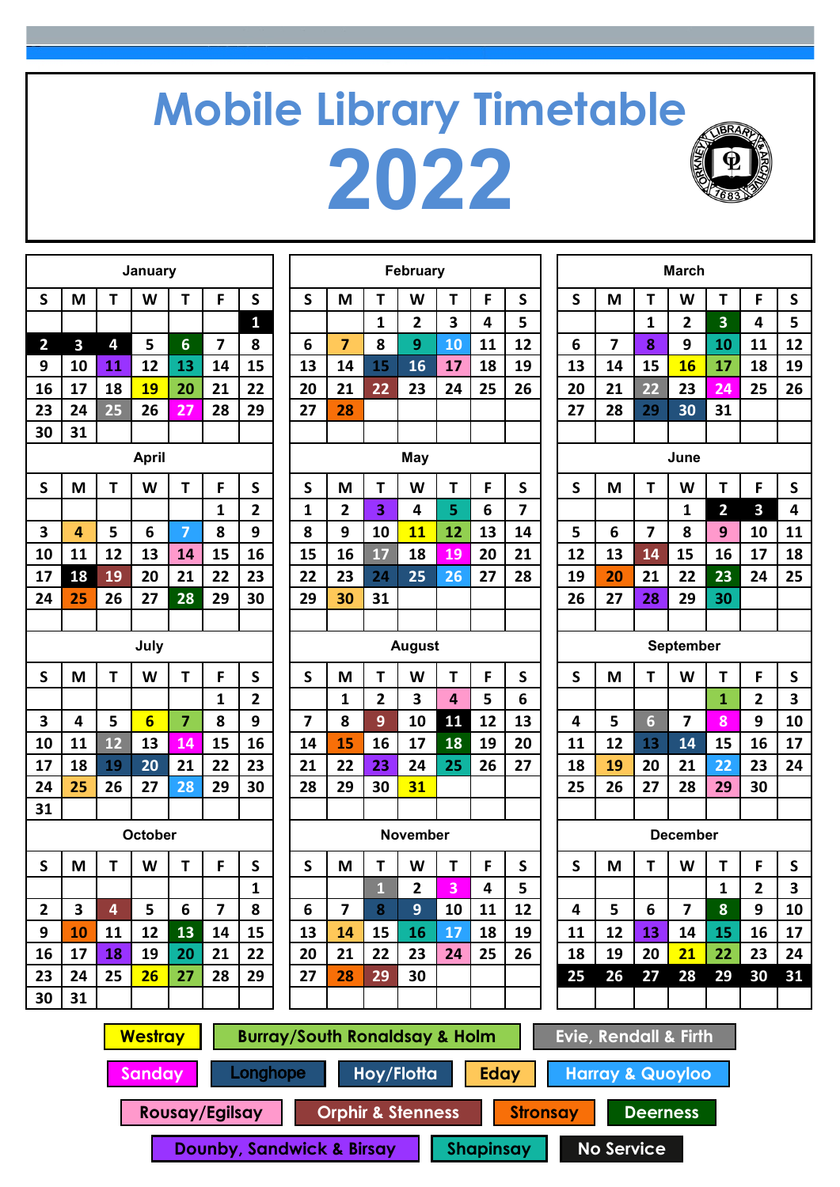# Mobile Library Timetable 2022

### January

| S | M | T | W | T | F | S |
|---|---|---|---|---|---|---|
| | | | | | | 1 |
| 2 | 3 | 4 | 5 | 6 | 7 | 8 |
| 9 | 10 | 11 | 12 | 13 | 14 | 15 |
| 16 | 17 | 18 | 19 | 20 | 21 | 22 |
| 23 | 24 | 25 | 26 | 27 | 28 | 29 |
| 30 | 31 | | | | | |

### February

| S | M | T | W | T | F | S |
|---|---|---|---|---|---|---|
| | | 1 | 2 | 3 | 4 | 5 |
| 6 | 7 | 8 | 9 | 10 | 11 | 12 |
| 13 | 14 | 15 | 16 | 17 | 18 | 19 |
| 20 | 21 | 22 | 23 | 24 | 25 | 26 |
| 27 | 28 | | | | | |

### March

| S | M | T | W | T | F | S |
|---|---|---|---|---|---|---|
| | | 1 | 2 | 3 | 4 | 5 |
| 6 | 7 | 8 | 9 | 10 | 11 | 12 |
| 13 | 14 | 15 | 16 | 17 | 18 | 19 |
| 20 | 21 | 22 | 23 | 24 | 25 | 26 |
| 27 | 28 | 29 | 30 | 31 | | |

### April

| S | M | T | W | T | F | S |
|---|---|---|---|---|---|---|
| | | | | | 1 | 2 |
| 3 | 4 | 5 | 6 | 7 | 8 | 9 |
| 10 | 11 | 12 | 13 | 14 | 15 | 16 |
| 17 | 18 | 19 | 20 | 21 | 22 | 23 |
| 24 | 25 | 26 | 27 | 28 | 29 | 30 |

### May

| S | M | T | W | T | F | S |
|---|---|---|---|---|---|---|
| 1 | 2 | 3 | 4 | 5 | 6 | 7 |
| 8 | 9 | 10 | 11 | 12 | 13 | 14 |
| 15 | 16 | 17 | 18 | 19 | 20 | 21 |
| 22 | 23 | 24 | 25 | 26 | 27 | 28 |
| 29 | 30 | 31 | | | | |

### June

| S | M | T | W | T | F | S |
|---|---|---|---|---|---|---|
| | | | 1 | 2 | 3 | 4 |
| 5 | 6 | 7 | 8 | 9 | 10 | 11 |
| 12 | 13 | 14 | 15 | 16 | 17 | 18 |
| 19 | 20 | 21 | 22 | 23 | 24 | 25 |
| 26 | 27 | 28 | 29 | 30 | | |

### July

| S | M | T | W | T | F | S |
|---|---|---|---|---|---|---|
| | | | | | 1 | 2 |
| 3 | 4 | 5 | 6 | 7 | 8 | 9 |
| 10 | 11 | 12 | 13 | 14 | 15 | 16 |
| 17 | 18 | 19 | 20 | 21 | 22 | 23 |
| 24 | 25 | 26 | 27 | 28 | 29 | 30 |
| 31 | | | | | | |

### August

| S | M | T | W | T | F | S |
|---|---|---|---|---|---|---|
| | 1 | 2 | 3 | 4 | 5 | 6 |
| 7 | 8 | 9 | 10 | 11 | 12 | 13 |
| 14 | 15 | 16 | 17 | 18 | 19 | 20 |
| 21 | 22 | 23 | 24 | 25 | 26 | 27 |
| 28 | 29 | 30 | 31 | | | |

### September

| S | M | T | W | T | F | S |
|---|---|---|---|---|---|---|
| | | | | 1 | 2 | 3 |
| 4 | 5 | 6 | 7 | 8 | 9 | 10 |
| 11 | 12 | 13 | 14 | 15 | 16 | 17 |
| 18 | 19 | 20 | 21 | 22 | 23 | 24 |
| 25 | 26 | 27 | 28 | 29 | 30 | |

### October

| S | M | T | W | T | F | S |
|---|---|---|---|---|---|---|
| | | | | | | 1 |
| 2 | 3 | 4 | 5 | 6 | 7 | 8 |
| 9 | 10 | 11 | 12 | 13 | 14 | 15 |
| 16 | 17 | 18 | 19 | 20 | 21 | 22 |
| 23 | 24 | 25 | 26 | 27 | 28 | 29 |
| 30 | 31 | | | | | |

### November

| S | M | T | W | T | F | S |
|---|---|---|---|---|---|---|
| | | 1 | 2 | 3 | 4 | 5 |
| 6 | 7 | 8 | 9 | 10 | 11 | 12 |
| 13 | 14 | 15 | 16 | 17 | 18 | 19 |
| 20 | 21 | 22 | 23 | 24 | 25 | 26 |
| 27 | 28 | 29 | 30 | | | |

### December

| S | M | T | W | T | F | S |
|---|---|---|---|---|---|---|
| | | | | 1 | 2 | 3 |
| 4 | 5 | 6 | 7 | 8 | 9 | 10 |
| 11 | 12 | 13 | 14 | 15 | 16 | 17 |
| 18 | 19 | 20 | 21 | 22 | 23 | 24 |
| 25 | 26 | 27 | 28 | 29 | 30 | 31 |

Westray | Burray/South Ronaldsay & Holm | Evie, Rendall & Firth | Sanday | Longhope | Hoy/Flotta | Eday | Harray & Quoyloo | Rousay/Egilsay | Orphir & Stenness | Stronsay | Deerness | Dounby, Sandwick & Birsay | Shapinsay | No Service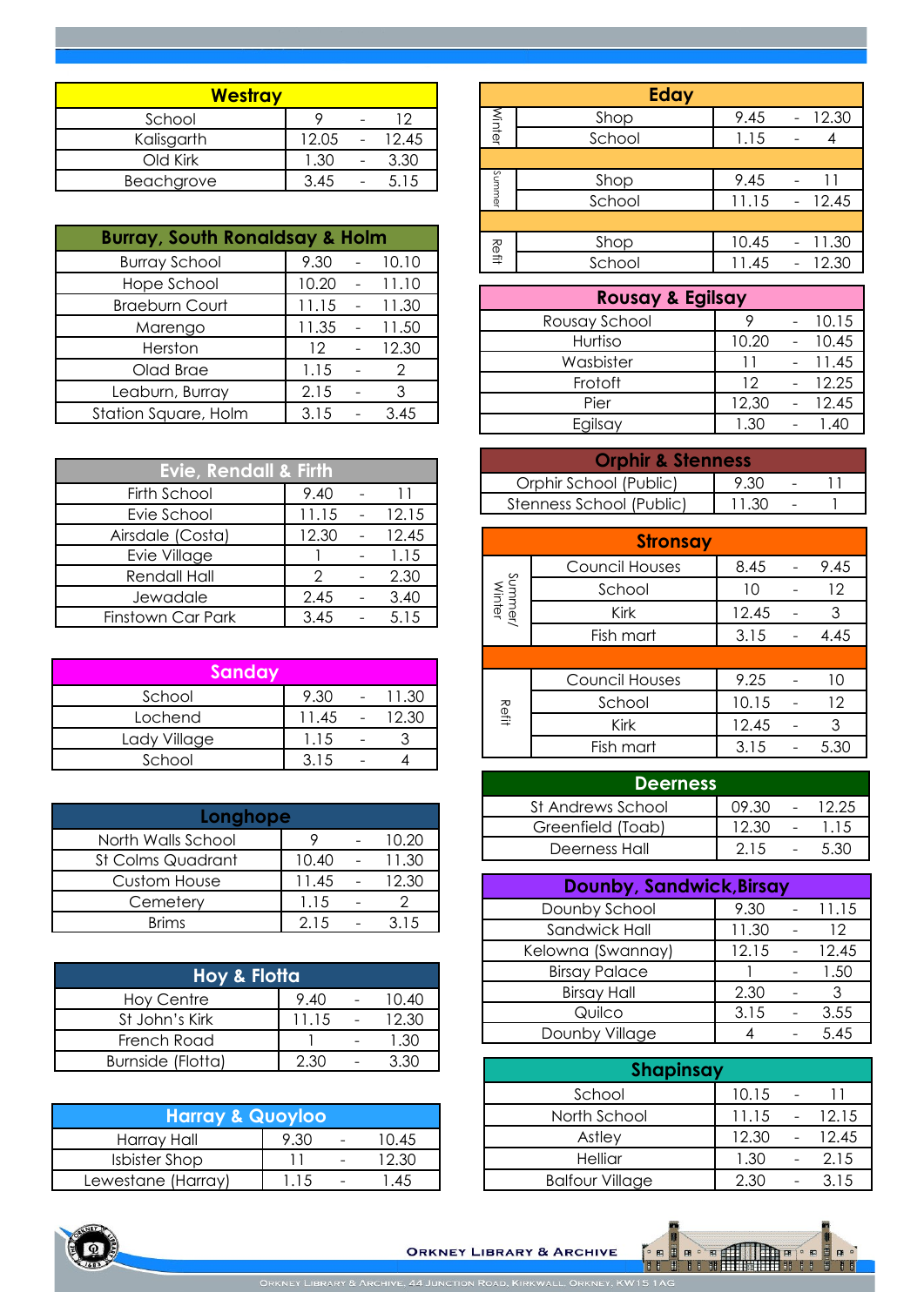| Westray | | | |
| --- | --- | --- | --- |
| School | 9 | - | 12 |
| Kalisgarth | 12.05 | - | 12.45 |
| Old Kirk | 1.30 | - | 3.30 |
| Beachgrove | 3.45 | - | 5.15 |

| Burray, South Ronaldsay & Holm | | | |
| --- | --- | --- | --- |
| Burray School | 9.30 | - | 10.10 |
| Hope School | 10.20 | - | 11.10 |
| Braeburn Court | 11.15 | - | 11.30 |
| Marengo | 11.35 | - | 11.50 |
| Herston | 12 | - | 12.30 |
| Olad Brae | 1.15 | - | 2 |
| Leaburn, Burray | 2.15 | - | 3 |
| Station Square, Holm | 3.15 | - | 3.45 |

| Evie, Rendall & Firth | | | |
| --- | --- | --- | --- |
| Firth School | 9.40 | - | 11 |
| Evie School | 11.15 | - | 12.15 |
| Airsdale (Costa) | 12.30 | - | 12.45 |
| Evie Village | 1 | - | 1.15 |
| Rendall Hall | 2 | - | 2.30 |
| Jewadale | 2.45 | - | 3.40 |
| Finstown Car Park | 3.45 | - | 5.15 |

| Sanday | | | |
| --- | --- | --- | --- |
| School | 9.30 | - | 11.30 |
| Lochend | 11.45 | - | 12.30 |
| Lady Village | 1.15 | - | 3 |
| School | 3.15 | - | 4 |

| Longhope | | | |
| --- | --- | --- | --- |
| North Walls School | 9 | - | 10.20 |
| St Colms Quadrant | 10.40 | - | 11.30 |
| Custom House | 11.45 | - | 12.30 |
| Cemetery | 1.15 | - | 2 |
| Brims | 2.15 | - | 3.15 |

| Hoy & Flotta | | | |
| --- | --- | --- | --- |
| Hoy Centre | 9.40 | - | 10.40 |
| St John's Kirk | 11.15 | - | 12.30 |
| French Road | 1 | - | 1.30 |
| Burnside (Flotta) | 2.30 | - | 3.30 |

| Harray & Quoyloo | | | |
| --- | --- | --- | --- |
| Harray Hall | 9.30 | - | 10.45 |
| Isbister Shop | 11 | - | 12.30 |
| Lewestane (Harray) | 1.15 | - | 1.45 |

| Eday | | | | |
| --- | --- | --- | --- | --- |
| Winter | Shop | 9.45 | - | 12.30 |
| | School | 1.15 | - | 4 |
| Summer | Shop | 9.45 | - | 11 |
| | School | 11.15 | - | 12.45 |
| Refit | Shop | 10.45 | - | 11.30 |
| | School | 11.45 | - | 12.30 |

| Rousay & Egilsay | | | |
| --- | --- | --- | --- |
| Rousay School | 9 | - | 10.15 |
| Hurtiso | 10.20 | - | 10.45 |
| Wasbister | 11 | - | 11.45 |
| Frotoft | 12 | - | 12.25 |
| Pier | 12,30 | - | 12.45 |
| Egilsay | 1.30 | - | 1.40 |

| Orphir & Stenness | | | |
| --- | --- | --- | --- |
| Orphir School (Public) | 9.30 | - | 11 |
| Stenness School (Public) | 11.30 | - | 1 |

| Stronsay | | | | |
| --- | --- | --- | --- | --- |
| Summer/ Winter | Council Houses | 8.45 | - | 9.45 |
| | School | 10 | - | 12 |
| | Kirk | 12.45 | - | 3 |
| | Fish mart | 3.15 | - | 4.45 |
| Refit | Council Houses | 9.25 | - | 10 |
| | School | 10.15 | - | 12 |
| | Kirk | 12.45 | - | 3 |
| | Fish mart | 3.15 | - | 5.30 |

| Deerness | | | |
| --- | --- | --- | --- |
| St Andrews School | 09.30 | - | 12.25 |
| Greenfield (Toab) | 12.30 | - | 1.15 |
| Deerness Hall | 2.15 | - | 5.30 |

| Dounby, Sandwick, Birsay | | | |
| --- | --- | --- | --- |
| Dounby School | 9.30 | - | 11.15 |
| Sandwick Hall | 11.30 | - | 12 |
| Kelowna (Swannay) | 12.15 | - | 12.45 |
| Birsay Palace | 1 | - | 1.50 |
| Birsay Hall | 2.30 | - | 3 |
| Quilco | 3.15 | - | 3.55 |
| Dounby Village | 4 | - | 5.45 |

| Shapinsay | | | |
| --- | --- | --- | --- |
| School | 10.15 | - | 11 |
| North School | 11.15 | - | 12.15 |
| Astley | 12.30 | - | 12.45 |
| Helliar | 1.30 | - | 2.15 |
| Balfour Village | 2.30 | - | 3.15 |

Orkney Library & Archive

Orkney Library & Archive, 44 Junction Road, Kirkwall, Orkney, KW15 1AG